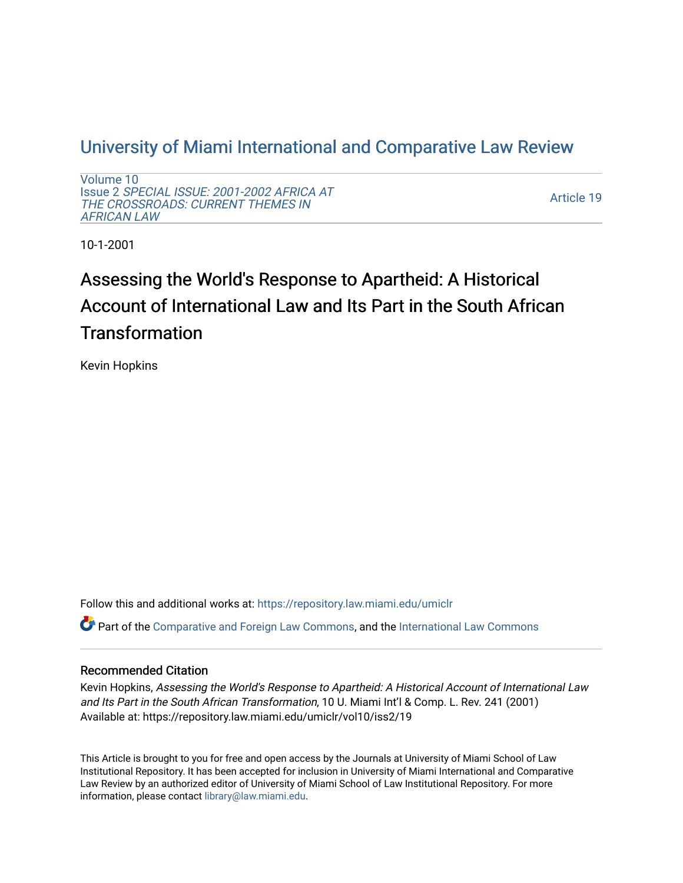# University of Miami International and Comparative Law Review

Volume 10
Issue 2 *SPECIAL ISSUE: 2001-2002 AFRICA AT THE CROSSROADS: CURRENT THEMES IN AFRICAN LAW*

Article 19

10-1-2001

## Assessing the World's Response to Apartheid: A Historical Account of International Law and Its Part in the South African Transformation

Kevin Hopkins

Follow this and additional works at: https://repository.law.miami.edu/umiclr

Part of the Comparative and Foreign Law Commons, and the International Law Commons

### Recommended Citation

Kevin Hopkins, *Assessing the World's Response to Apartheid: A Historical Account of International Law and Its Part in the South African Transformation*, 10 U. Miami Int'l & Comp. L. Rev. 241 (2001)
Available at: https://repository.law.miami.edu/umiclr/vol10/iss2/19

This Article is brought to you for free and open access by the Journals at University of Miami School of Law Institutional Repository. It has been accepted for inclusion in University of Miami International and Comparative Law Review by an authorized editor of University of Miami School of Law Institutional Repository. For more information, please contact library@law.miami.edu.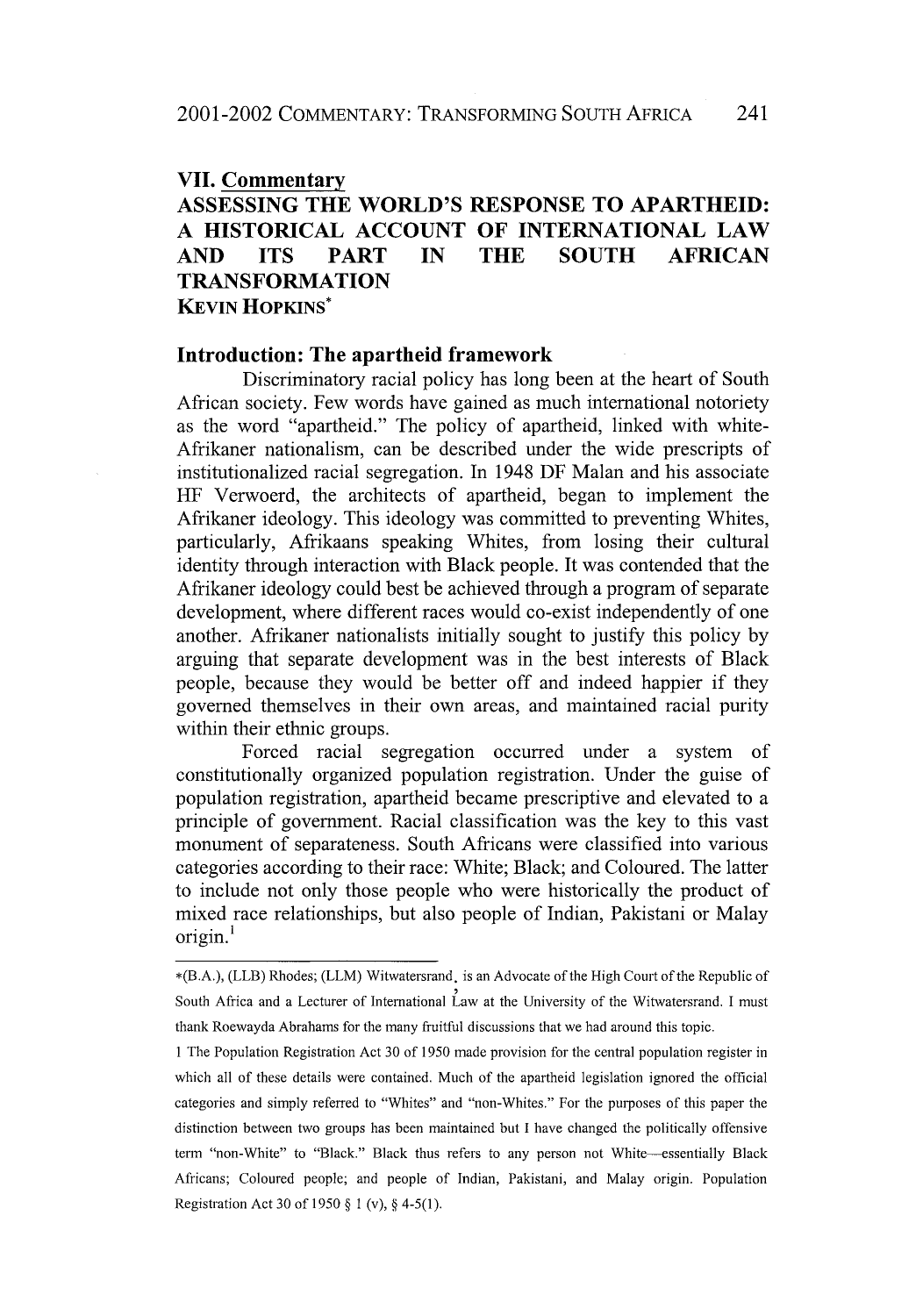## VII. Commentary

# ASSESSING THE WORLD'S RESPONSE TO APARTHEID: A HISTORICAL ACCOUNT OF INTERNATIONAL LAW AND ITS PART IN THE SOUTH AFRICAN TRANSFORMATION

**KEVIN HOPKINS***

### Introduction: The apartheid framework

Discriminatory racial policy has long been at the heart of South African society. Few words have gained as much international notoriety as the word "apartheid." The policy of apartheid, linked with white-Afrikaner nationalism, can be described under the wide prescripts of institutionalized racial segregation. In 1948 DF Malan and his associate HF Verwoerd, the architects of apartheid, began to implement the Afrikaner ideology. This ideology was committed to preventing Whites, particularly, Afrikaans speaking Whites, from losing their cultural identity through interaction with Black people. It was contended that the Afrikaner ideology could best be achieved through a program of separate development, where different races would co-exist independently of one another. Afrikaner nationalists initially sought to justify this policy by arguing that separate development was in the best interests of Black people, because they would be better off and indeed happier if they governed themselves in their own areas, and maintained racial purity within their ethnic groups.

Forced racial segregation occurred under a system of constitutionally organized population registration. Under the guise of population registration, apartheid became prescriptive and elevated to a principle of government. Racial classification was the key to this vast monument of separateness. South Africans were classified into various categories according to their race: White; Black; and Coloured. The latter to include not only those people who were historically the product of mixed race relationships, but also people of Indian, Pakistani or Malay origin.[1]

---

*(B.A.), (LLB) Rhodes; (LLM) Witwatersrand, is an Advocate of the High Court of the Republic of South Africa and a Lecturer of International Law at the University of the Witwatersrand. I must thank Roewayda Abrahams for the many fruitful discussions that we had around this topic.

1 The Population Registration Act 30 of 1950 made provision for the central population register in which all of these details were contained. Much of the apartheid legislation ignored the official categories and simply referred to "Whites" and "non-Whites." For the purposes of this paper the distinction between two groups has been maintained but I have changed the politically offensive term "non-White" to "Black." Black thus refers to any person not White—essentially Black Africans; Coloured people; and people of Indian, Pakistani, and Malay origin. Population Registration Act 30 of 1950 § 1 (v), § 4-5(1).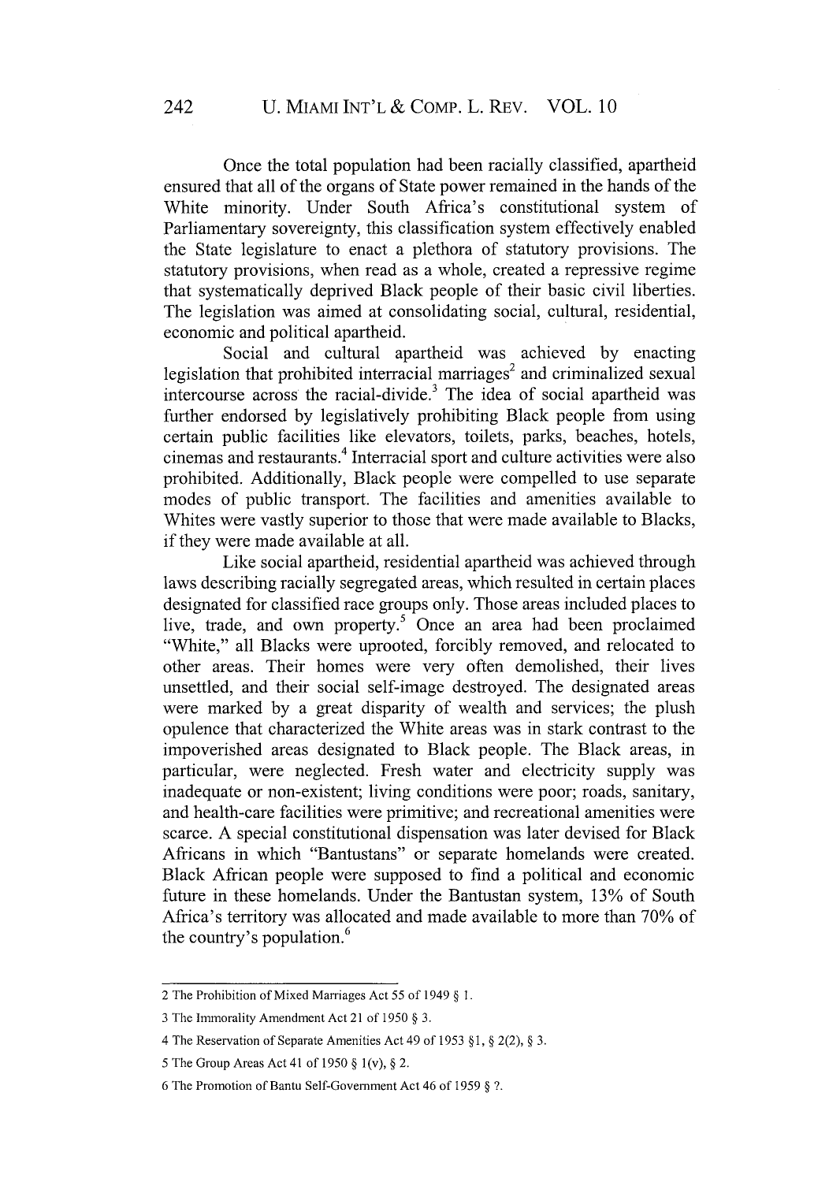Once the total population had been racially classified, apartheid ensured that all of the organs of State power remained in the hands of the White minority. Under South Africa's constitutional system of Parliamentary sovereignty, this classification system effectively enabled the State legislature to enact a plethora of statutory provisions. The statutory provisions, when read as a whole, created a repressive regime that systematically deprived Black people of their basic civil liberties. The legislation was aimed at consolidating social, cultural, residential, economic and political apartheid.

Social and cultural apartheid was achieved by enacting legislation that prohibited interracial marriages[2] and criminalized sexual intercourse across the racial-divide.[3] The idea of social apartheid was further endorsed by legislatively prohibiting Black people from using certain public facilities like elevators, toilets, parks, beaches, hotels, cinemas and restaurants.[4] Interracial sport and culture activities were also prohibited. Additionally, Black people were compelled to use separate modes of public transport. The facilities and amenities available to Whites were vastly superior to those that were made available to Blacks, if they were made available at all.

Like social apartheid, residential apartheid was achieved through laws describing racially segregated areas, which resulted in certain places designated for classified race groups only. Those areas included places to live, trade, and own property.[5] Once an area had been proclaimed "White," all Blacks were uprooted, forcibly removed, and relocated to other areas. Their homes were very often demolished, their lives unsettled, and their social self-image destroyed. The designated areas were marked by a great disparity of wealth and services; the plush opulence that characterized the White areas was in stark contrast to the impoverished areas designated to Black people. The Black areas, in particular, were neglected. Fresh water and electricity supply was inadequate or non-existent; living conditions were poor; roads, sanitary, and health-care facilities were primitive; and recreational amenities were scarce. A special constitutional dispensation was later devised for Black Africans in which "Bantustans" or separate homelands were created. Black African people were supposed to find a political and economic future in these homelands. Under the Bantustan system, 13% of South Africa's territory was allocated and made available to more than 70% of the country's population.[6]

---

2 The Prohibition of Mixed Marriages Act 55 of 1949 § 1.

3 The Immorality Amendment Act 21 of 1950 § 3.

4 The Reservation of Separate Amenities Act 49 of 1953 §1, § 2(2), § 3.

5 The Group Areas Act 41 of 1950 § 1(v), § 2.

6 The Promotion of Bantu Self-Government Act 46 of 1959 § ?.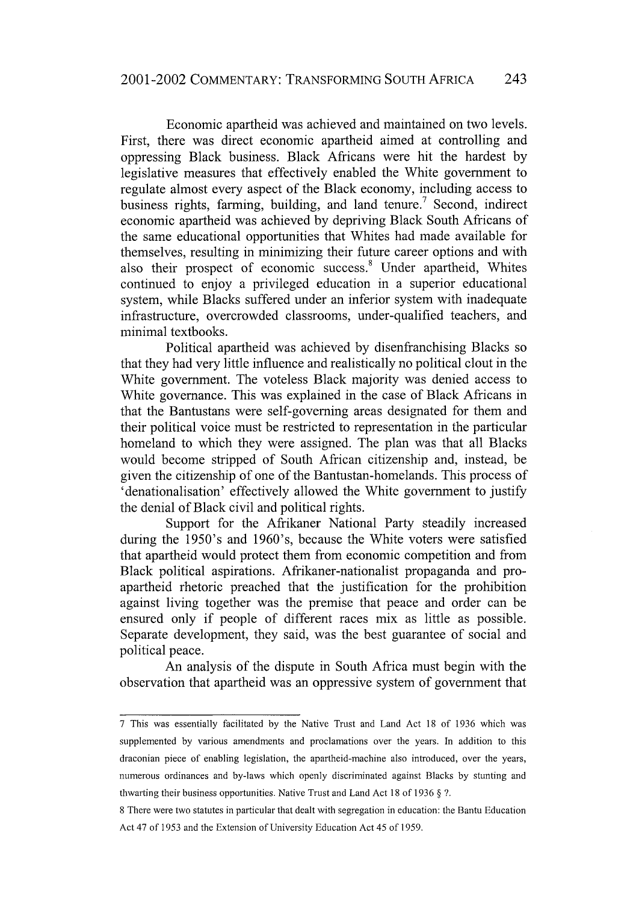Economic apartheid was achieved and maintained on two levels. First, there was direct economic apartheid aimed at controlling and oppressing Black business. Black Africans were hit the hardest by legislative measures that effectively enabled the White government to regulate almost every aspect of the Black economy, including access to business rights, farming, building, and land tenure.[7] Second, indirect economic apartheid was achieved by depriving Black South Africans of the same educational opportunities that Whites had made available for themselves, resulting in minimizing their future career options and with also their prospect of economic success.[8] Under apartheid, Whites continued to enjoy a privileged education in a superior educational system, while Blacks suffered under an inferior system with inadequate infrastructure, overcrowded classrooms, under-qualified teachers, and minimal textbooks.

Political apartheid was achieved by disenfranchising Blacks so that they had very little influence and realistically no political clout in the White government. The voteless Black majority was denied access to White governance. This was explained in the case of Black Africans in that the Bantustans were self-governing areas designated for them and their political voice must be restricted to representation in the particular homeland to which they were assigned. The plan was that all Blacks would become stripped of South African citizenship and, instead, be given the citizenship of one of the Bantustan-homelands. This process of 'denationalisation' effectively allowed the White government to justify the denial of Black civil and political rights.

Support for the Afrikaner National Party steadily increased during the 1950's and 1960's, because the White voters were satisfied that apartheid would protect them from economic competition and from Black political aspirations. Afrikaner-nationalist propaganda and pro-apartheid rhetoric preached that the justification for the prohibition against living together was the premise that peace and order can be ensured only if people of different races mix as little as possible. Separate development, they said, was the best guarantee of social and political peace.

An analysis of the dispute in South Africa must begin with the observation that apartheid was an oppressive system of government that

---

7 This was essentially facilitated by the Native Trust and Land Act 18 of 1936 which was supplemented by various amendments and proclamations over the years. In addition to this draconian piece of enabling legislation, the apartheid-machine also introduced, over the years, numerous ordinances and by-laws which openly discriminated against Blacks by stunting and thwarting their business opportunities. Native Trust and Land Act 18 of 1936 § ?.

8 There were two statutes in particular that dealt with segregation in education: the Bantu Education Act 47 of 1953 and the Extension of University Education Act 45 of 1959.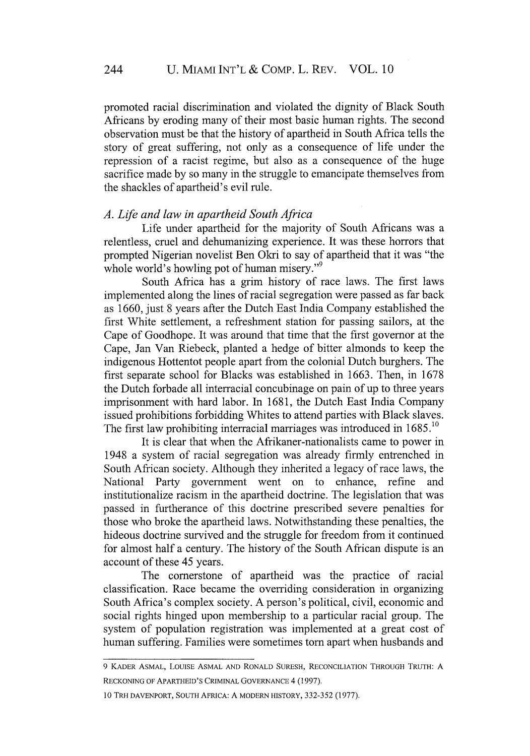promoted racial discrimination and violated the dignity of Black South Africans by eroding many of their most basic human rights. The second observation must be that the history of apartheid in South Africa tells the story of great suffering, not only as a consequence of life under the repression of a racist regime, but also as a consequence of the huge sacrifice made by so many in the struggle to emancipate themselves from the shackles of apartheid's evil rule.

### *A. Life and law in apartheid South Africa*

Life under apartheid for the majority of South Africans was a relentless, cruel and dehumanizing experience. It was these horrors that prompted Nigerian novelist Ben Okri to say of apartheid that it was "the whole world's howling pot of human misery."[9]

South Africa has a grim history of race laws. The first laws implemented along the lines of racial segregation were passed as far back as 1660, just 8 years after the Dutch East India Company established the first White settlement, a refreshment station for passing sailors, at the Cape of Goodhope. It was around that time that the first governor at the Cape, Jan Van Riebeck, planted a hedge of bitter almonds to keep the indigenous Hottentot people apart from the colonial Dutch burghers. The first separate school for Blacks was established in 1663. Then, in 1678 the Dutch forbade all interracial concubinage on pain of up to three years imprisonment with hard labor. In 1681, the Dutch East India Company issued prohibitions forbidding Whites to attend parties with Black slaves. The first law prohibiting interracial marriages was introduced in 1685.[10]

It is clear that when the Afrikaner-nationalists came to power in 1948 a system of racial segregation was already firmly entrenched in South African society. Although they inherited a legacy of race laws, the National Party government went on to enhance, refine and institutionalize racism in the apartheid doctrine. The legislation that was passed in furtherance of this doctrine prescribed severe penalties for those who broke the apartheid laws. Notwithstanding these penalties, the hideous doctrine survived and the struggle for freedom from it continued for almost half a century. The history of the South African dispute is an account of these 45 years.

The cornerstone of apartheid was the practice of racial classification. Race became the overriding consideration in organizing South Africa's complex society. A person's political, civil, economic and social rights hinged upon membership to a particular racial group. The system of population registration was implemented at a great cost of human suffering. Families were sometimes torn apart when husbands and

---

9 KADER ASMAL, LOUISE ASMAL AND RONALD SURESH, RECONCILIATION THROUGH TRUTH: A RECKONING OF APARTHEID'S CRIMINAL GOVERNANCE 4 (1997).

10 TRH DAVENPORT, SOUTH AFRICA: A MODERN HISTORY, 332-352 (1977).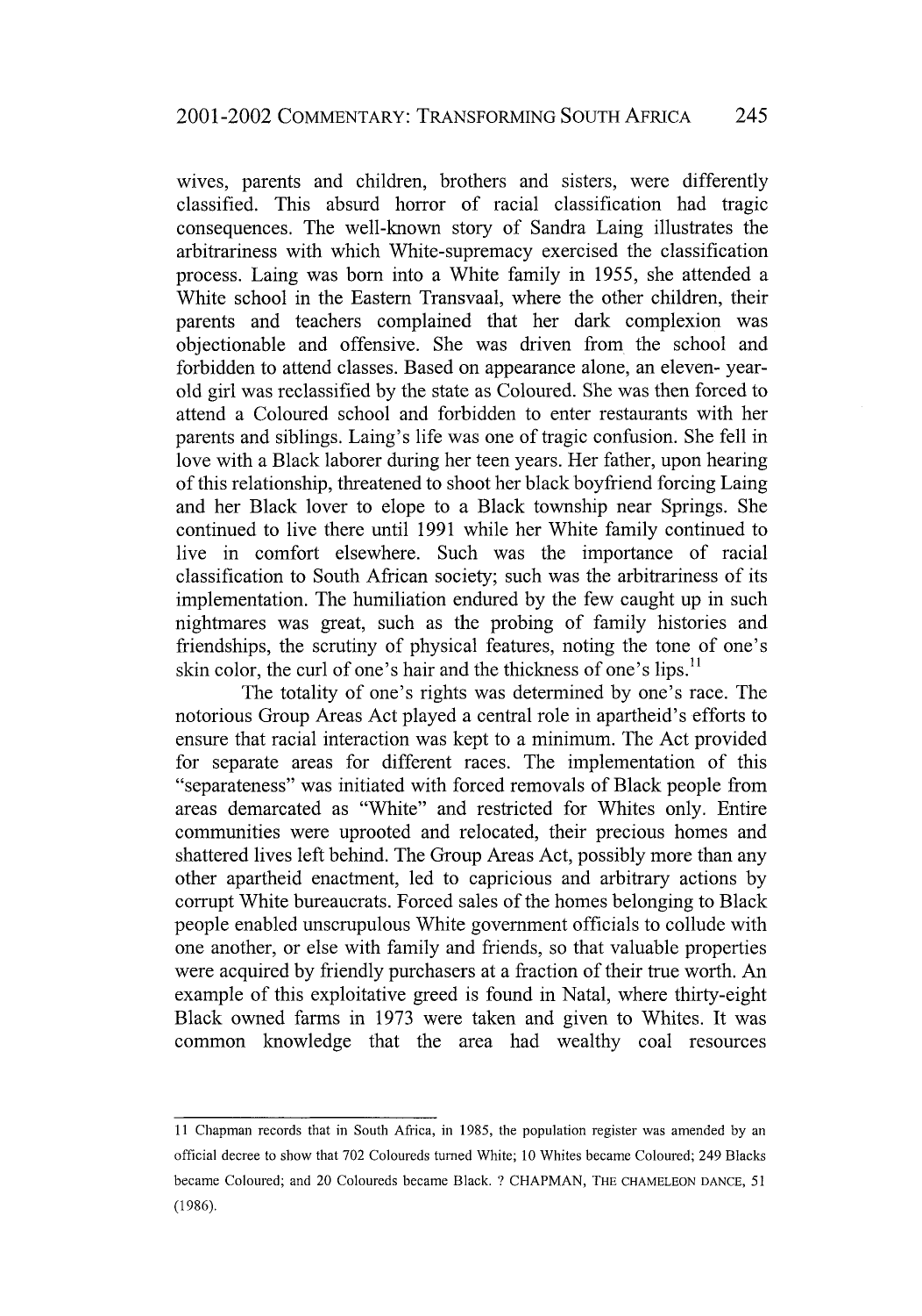wives, parents and children, brothers and sisters, were differently classified. This absurd horror of racial classification had tragic consequences. The well-known story of Sandra Laing illustrates the arbitrariness with which White-supremacy exercised the classification process. Laing was born into a White family in 1955, she attended a White school in the Eastern Transvaal, where the other children, their parents and teachers complained that her dark complexion was objectionable and offensive. She was driven from the school and forbidden to attend classes. Based on appearance alone, an eleven- year-old girl was reclassified by the state as Coloured. She was then forced to attend a Coloured school and forbidden to enter restaurants with her parents and siblings. Laing's life was one of tragic confusion. She fell in love with a Black laborer during her teen years. Her father, upon hearing of this relationship, threatened to shoot her black boyfriend forcing Laing and her Black lover to elope to a Black township near Springs. She continued to live there until 1991 while her White family continued to live in comfort elsewhere. Such was the importance of racial classification to South African society; such was the arbitrariness of its implementation. The humiliation endured by the few caught up in such nightmares was great, such as the probing of family histories and friendships, the scrutiny of physical features, noting the tone of one's skin color, the curl of one's hair and the thickness of one's lips.[11]

The totality of one's rights was determined by one's race. The notorious Group Areas Act played a central role in apartheid's efforts to ensure that racial interaction was kept to a minimum. The Act provided for separate areas for different races. The implementation of this "separateness" was initiated with forced removals of Black people from areas demarcated as "White" and restricted for Whites only. Entire communities were uprooted and relocated, their precious homes and shattered lives left behind. The Group Areas Act, possibly more than any other apartheid enactment, led to capricious and arbitrary actions by corrupt White bureaucrats. Forced sales of the homes belonging to Black people enabled unscrupulous White government officials to collude with one another, or else with family and friends, so that valuable properties were acquired by friendly purchasers at a fraction of their true worth. An example of this exploitative greed is found in Natal, where thirty-eight Black owned farms in 1973 were taken and given to Whites. It was common knowledge that the area had wealthy coal resources

---

11 Chapman records that in South Africa, in 1985, the population register was amended by an official decree to show that 702 Coloureds turned White; 10 Whites became Coloured; 249 Blacks became Coloured; and 20 Coloureds became Black. ? CHAPMAN, THE CHAMELEON DANCE, 51 (1986).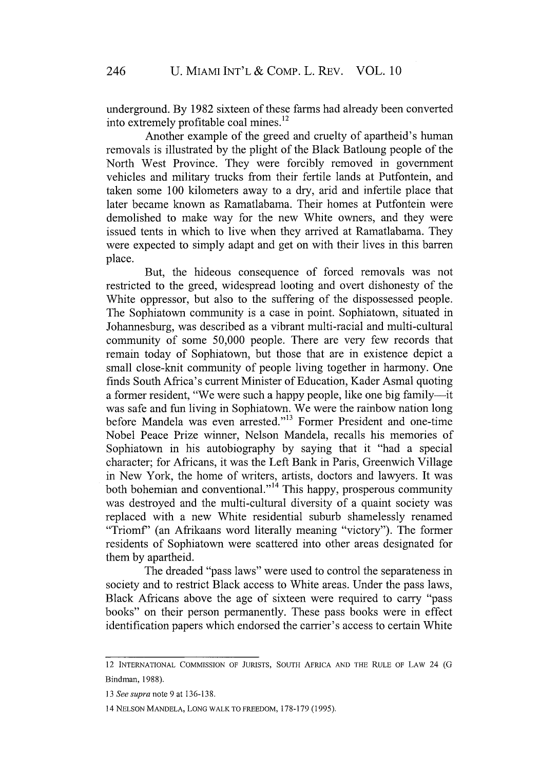underground. By 1982 sixteen of these farms had already been converted into extremely profitable coal mines.[12]

Another example of the greed and cruelty of apartheid's human removals is illustrated by the plight of the Black Batloung people of the North West Province. They were forcibly removed in government vehicles and military trucks from their fertile lands at Putfontein, and taken some 100 kilometers away to a dry, arid and infertile place that later became known as Ramatlabama. Their homes at Putfontein were demolished to make way for the new White owners, and they were issued tents in which to live when they arrived at Ramatlabama. They were expected to simply adapt and get on with their lives in this barren place.

But, the hideous consequence of forced removals was not restricted to the greed, widespread looting and overt dishonesty of the White oppressor, but also to the suffering of the dispossessed people. The Sophiatown community is a case in point. Sophiatown, situated in Johannesburg, was described as a vibrant multi-racial and multi-cultural community of some 50,000 people. There are very few records that remain today of Sophiatown, but those that are in existence depict a small close-knit community of people living together in harmony. One finds South Africa's current Minister of Education, Kader Asmal quoting a former resident, "We were such a happy people, like one big family—it was safe and fun living in Sophiatown. We were the rainbow nation long before Mandela was even arrested."[13] Former President and one-time Nobel Peace Prize winner, Nelson Mandela, recalls his memories of Sophiatown in his autobiography by saying that it "had a special character; for Africans, it was the Left Bank in Paris, Greenwich Village in New York, the home of writers, artists, doctors and lawyers. It was both bohemian and conventional."[14] This happy, prosperous community was destroyed and the multi-cultural diversity of a quaint society was replaced with a new White residential suburb shamelessly renamed "Triomf" (an Afrikaans word literally meaning "victory"). The former residents of Sophiatown were scattered into other areas designated for them by apartheid.

The dreaded "pass laws" were used to control the separateness in society and to restrict Black access to White areas. Under the pass laws, Black Africans above the age of sixteen were required to carry "pass books" on their person permanently. These pass books were in effect identification papers which endorsed the carrier's access to certain White

---

12 INTERNATIONAL COMMISSION OF JURISTS, SOUTH AFRICA AND THE RULE OF LAW 24 (G Bindman, 1988).

13 *See supra* note 9 at 136-138.

14 NELSON MANDELA, LONG WALK TO FREEDOM, 178-179 (1995).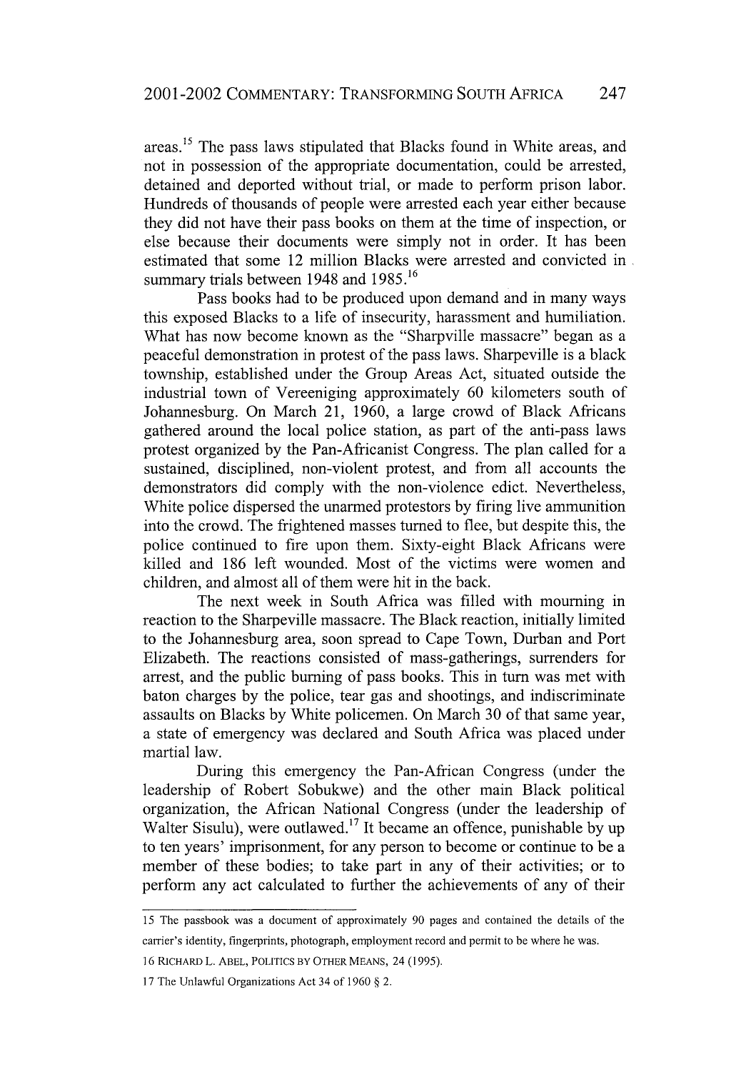areas.[15] The pass laws stipulated that Blacks found in White areas, and not in possession of the appropriate documentation, could be arrested, detained and deported without trial, or made to perform prison labor. Hundreds of thousands of people were arrested each year either because they did not have their pass books on them at the time of inspection, or else because their documents were simply not in order. It has been estimated that some 12 million Blacks were arrested and convicted in summary trials between 1948 and 1985.[16]

Pass books had to be produced upon demand and in many ways this exposed Blacks to a life of insecurity, harassment and humiliation. What has now become known as the "Sharpville massacre" began as a peaceful demonstration in protest of the pass laws. Sharpeville is a black township, established under the Group Areas Act, situated outside the industrial town of Vereeniging approximately 60 kilometers south of Johannesburg. On March 21, 1960, a large crowd of Black Africans gathered around the local police station, as part of the anti-pass laws protest organized by the Pan-Africanist Congress. The plan called for a sustained, disciplined, non-violent protest, and from all accounts the demonstrators did comply with the non-violence edict. Nevertheless, White police dispersed the unarmed protestors by firing live ammunition into the crowd. The frightened masses turned to flee, but despite this, the police continued to fire upon them. Sixty-eight Black Africans were killed and 186 left wounded. Most of the victims were women and children, and almost all of them were hit in the back.

The next week in South Africa was filled with mourning in reaction to the Sharpeville massacre. The Black reaction, initially limited to the Johannesburg area, soon spread to Cape Town, Durban and Port Elizabeth. The reactions consisted of mass-gatherings, surrenders for arrest, and the public burning of pass books. This in turn was met with baton charges by the police, tear gas and shootings, and indiscriminate assaults on Blacks by White policemen. On March 30 of that same year, a state of emergency was declared and South Africa was placed under martial law.

During this emergency the Pan-African Congress (under the leadership of Robert Sobukwe) and the other main Black political organization, the African National Congress (under the leadership of Walter Sisulu), were outlawed.[17] It became an offence, punishable by up to ten years' imprisonment, for any person to become or continue to be a member of these bodies; to take part in any of their activities; or to perform any act calculated to further the achievements of any of their

---

15 The passbook was a document of approximately 90 pages and contained the details of the carrier's identity, fingerprints, photograph, employment record and permit to be where he was.

16 RICHARD L. ABEL, POLITICS BY OTHER MEANS, 24 (1995).

17 The Unlawful Organizations Act 34 of 1960 § 2.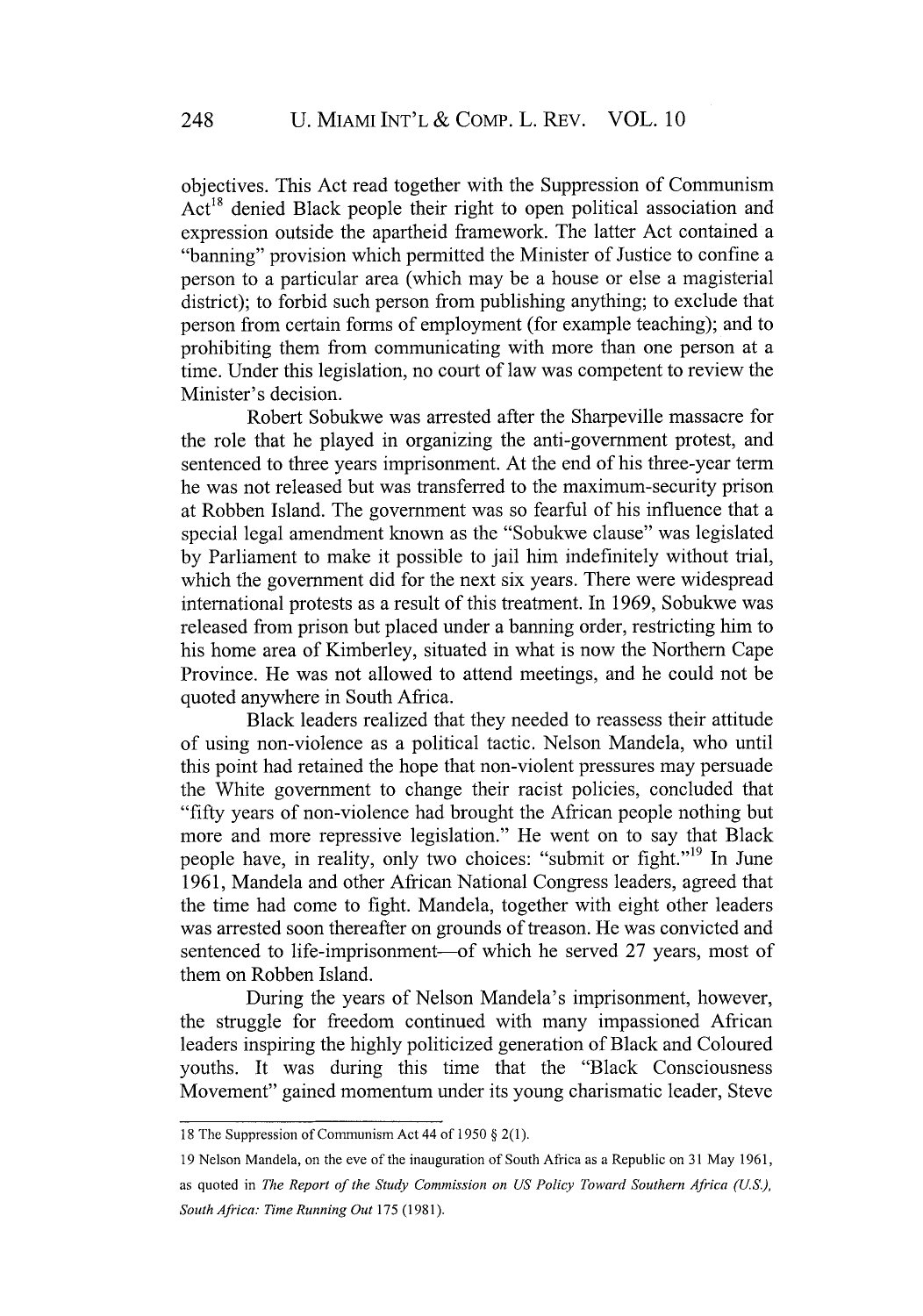objectives. This Act read together with the Suppression of Communism Act[18] denied Black people their right to open political association and expression outside the apartheid framework. The latter Act contained a "banning" provision which permitted the Minister of Justice to confine a person to a particular area (which may be a house or else a magisterial district); to forbid such person from publishing anything; to exclude that person from certain forms of employment (for example teaching); and to prohibiting them from communicating with more than one person at a time. Under this legislation, no court of law was competent to review the Minister's decision.

Robert Sobukwe was arrested after the Sharpeville massacre for the role that he played in organizing the anti-government protest, and sentenced to three years imprisonment. At the end of his three-year term he was not released but was transferred to the maximum-security prison at Robben Island. The government was so fearful of his influence that a special legal amendment known as the "Sobukwe clause" was legislated by Parliament to make it possible to jail him indefinitely without trial, which the government did for the next six years. There were widespread international protests as a result of this treatment. In 1969, Sobukwe was released from prison but placed under a banning order, restricting him to his home area of Kimberley, situated in what is now the Northern Cape Province. He was not allowed to attend meetings, and he could not be quoted anywhere in South Africa.

Black leaders realized that they needed to reassess their attitude of using non-violence as a political tactic. Nelson Mandela, who until this point had retained the hope that non-violent pressures may persuade the White government to change their racist policies, concluded that "fifty years of non-violence had brought the African people nothing but more and more repressive legislation." He went on to say that Black people have, in reality, only two choices: "submit or fight."[19] In June 1961, Mandela and other African National Congress leaders, agreed that the time had come to fight. Mandela, together with eight other leaders was arrested soon thereafter on grounds of treason. He was convicted and sentenced to life-imprisonment—of which he served 27 years, most of them on Robben Island.

During the years of Nelson Mandela's imprisonment, however, the struggle for freedom continued with many impassioned African leaders inspiring the highly politicized generation of Black and Coloured youths. It was during this time that the "Black Consciousness Movement" gained momentum under its young charismatic leader, Steve

---

18 The Suppression of Communism Act 44 of 1950 § 2(1).

19 Nelson Mandela, on the eve of the inauguration of South Africa as a Republic on 31 May 1961, as quoted in *The Report of the Study Commission on US Policy Toward Southern Africa (U.S.), South Africa: Time Running Out* 175 (1981).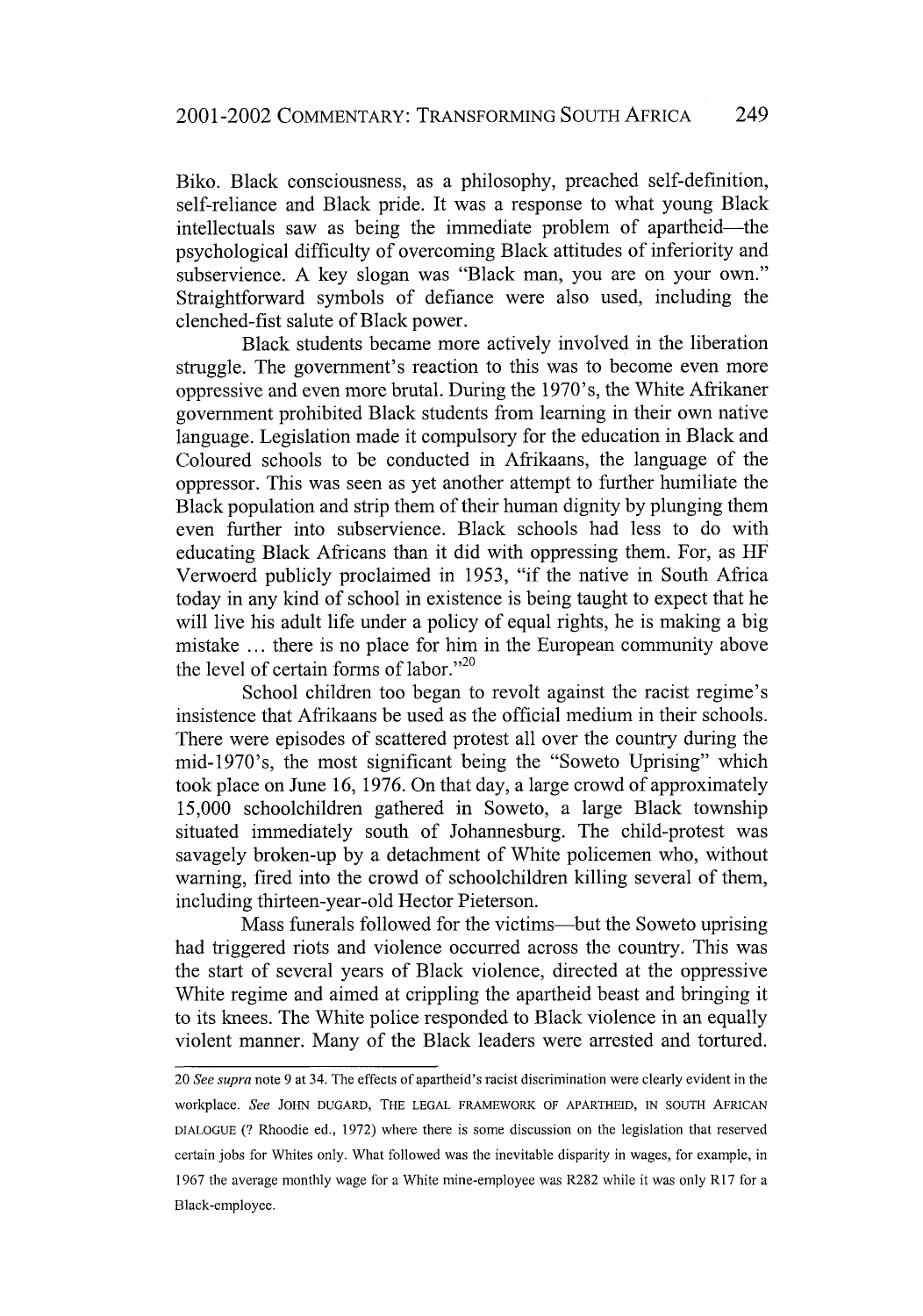Biko. Black consciousness, as a philosophy, preached self-definition, self-reliance and Black pride. It was a response to what young Black intellectuals saw as being the immediate problem of apartheid—the psychological difficulty of overcoming Black attitudes of inferiority and subservience. A key slogan was "Black man, you are on your own." Straightforward symbols of defiance were also used, including the clenched-fist salute of Black power.

Black students became more actively involved in the liberation struggle. The government's reaction to this was to become even more oppressive and even more brutal. During the 1970's, the White Afrikaner government prohibited Black students from learning in their own native language. Legislation made it compulsory for the education in Black and Coloured schools to be conducted in Afrikaans, the language of the oppressor. This was seen as yet another attempt to further humiliate the Black population and strip them of their human dignity by plunging them even further into subservience. Black schools had less to do with educating Black Africans than it did with oppressing them. For, as HF Verwoerd publicly proclaimed in 1953, "if the native in South Africa today in any kind of school in existence is being taught to expect that he will live his adult life under a policy of equal rights, he is making a big mistake ... there is no place for him in the European community above the level of certain forms of labor."[20]

School children too began to revolt against the racist regime's insistence that Afrikaans be used as the official medium in their schools. There were episodes of scattered protest all over the country during the mid-1970's, the most significant being the "Soweto Uprising" which took place on June 16, 1976. On that day, a large crowd of approximately 15,000 schoolchildren gathered in Soweto, a large Black township situated immediately south of Johannesburg. The child-protest was savagely broken-up by a detachment of White policemen who, without warning, fired into the crowd of schoolchildren killing several of them, including thirteen-year-old Hector Pieterson.

Mass funerals followed for the victims—but the Soweto uprising had triggered riots and violence occurred across the country. This was the start of several years of Black violence, directed at the oppressive White regime and aimed at crippling the apartheid beast and bringing it to its knees. The White police responded to Black violence in an equally violent manner. Many of the Black leaders were arrested and tortured.

---

20 *See supra* note 9 at 34. The effects of apartheid's racist discrimination were clearly evident in the workplace. *See* JOHN DUGARD, THE LEGAL FRAMEWORK OF APARTHEID, IN SOUTH AFRICAN DIALOGUE (? Rhoodie ed., 1972) where there is some discussion on the legislation that reserved certain jobs for Whites only. What followed was the inevitable disparity in wages, for example, in 1967 the average monthly wage for a White mine-employee was R282 while it was only R17 for a Black-employee.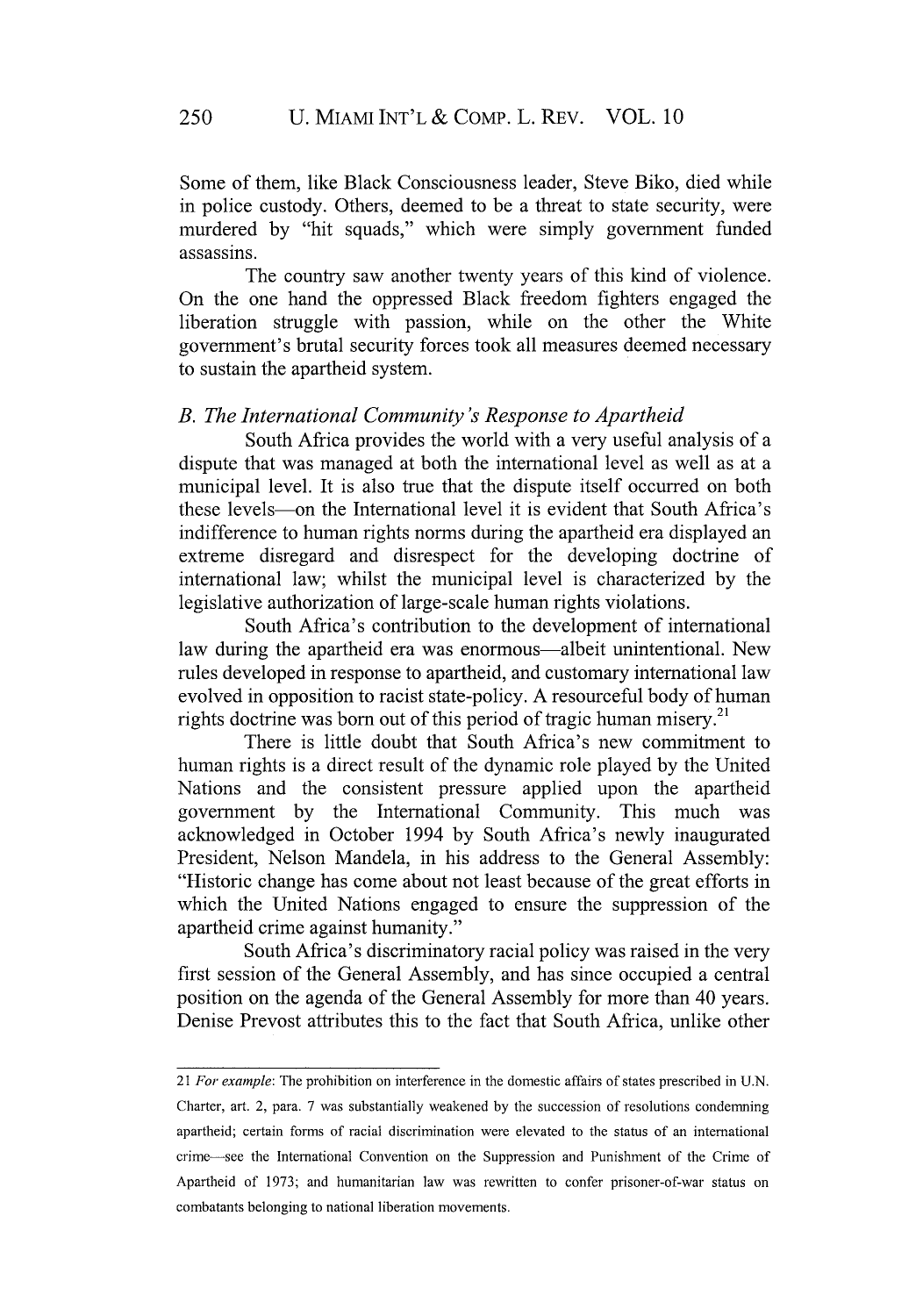Some of them, like Black Consciousness leader, Steve Biko, died while in police custody. Others, deemed to be a threat to state security, were murdered by "hit squads," which were simply government funded assassins.

The country saw another twenty years of this kind of violence. On the one hand the oppressed Black freedom fighters engaged the liberation struggle with passion, while on the other the White government's brutal security forces took all measures deemed necessary to sustain the apartheid system.

### *B. The International Community's Response to Apartheid*

South Africa provides the world with a very useful analysis of a dispute that was managed at both the international level as well as at a municipal level. It is also true that the dispute itself occurred on both these levels—on the International level it is evident that South Africa's indifference to human rights norms during the apartheid era displayed an extreme disregard and disrespect for the developing doctrine of international law; whilst the municipal level is characterized by the legislative authorization of large-scale human rights violations.

South Africa's contribution to the development of international law during the apartheid era was enormous—albeit unintentional. New rules developed in response to apartheid, and customary international law evolved in opposition to racist state-policy. A resourceful body of human rights doctrine was born out of this period of tragic human misery.[21]

There is little doubt that South Africa's new commitment to human rights is a direct result of the dynamic role played by the United Nations and the consistent pressure applied upon the apartheid government by the International Community. This much was acknowledged in October 1994 by South Africa's newly inaugurated President, Nelson Mandela, in his address to the General Assembly: "Historic change has come about not least because of the great efforts in which the United Nations engaged to ensure the suppression of the apartheid crime against humanity."

South Africa's discriminatory racial policy was raised in the very first session of the General Assembly, and has since occupied a central position on the agenda of the General Assembly for more than 40 years. Denise Prevost attributes this to the fact that South Africa, unlike other

---

21 *For example*: The prohibition on interference in the domestic affairs of states prescribed in U.N. Charter, art. 2, para. 7 was substantially weakened by the succession of resolutions condemning apartheid; certain forms of racial discrimination were elevated to the status of an international crime—see the International Convention on the Suppression and Punishment of the Crime of Apartheid of 1973; and humanitarian law was rewritten to confer prisoner-of-war status on combatants belonging to national liberation movements.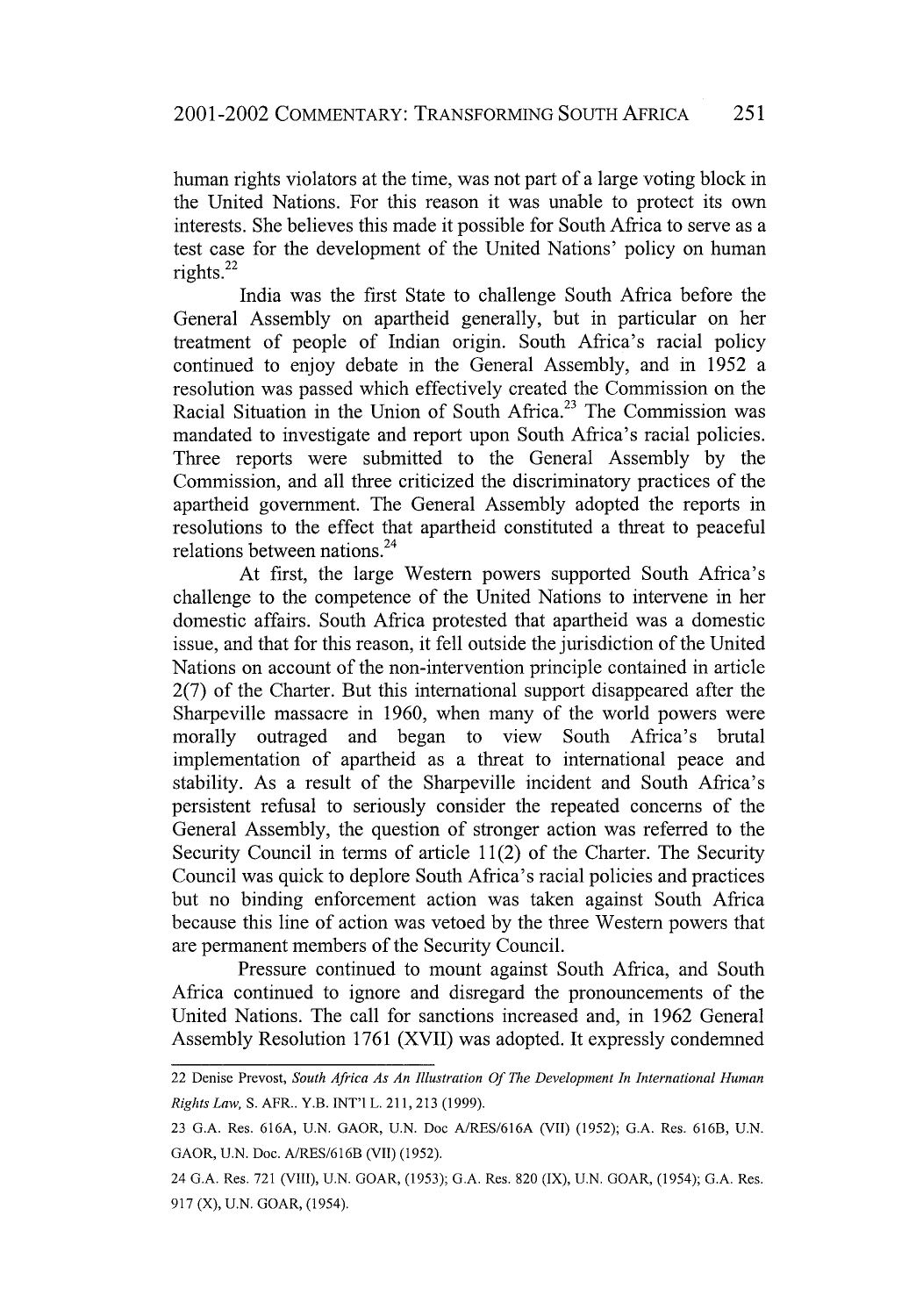human rights violators at the time, was not part of a large voting block in the United Nations. For this reason it was unable to protect its own interests. She believes this made it possible for South Africa to serve as a test case for the development of the United Nations' policy on human rights.[22]

India was the first State to challenge South Africa before the General Assembly on apartheid generally, but in particular on her treatment of people of Indian origin. South Africa's racial policy continued to enjoy debate in the General Assembly, and in 1952 a resolution was passed which effectively created the Commission on the Racial Situation in the Union of South Africa.[23] The Commission was mandated to investigate and report upon South Africa's racial policies. Three reports were submitted to the General Assembly by the Commission, and all three criticized the discriminatory practices of the apartheid government. The General Assembly adopted the reports in resolutions to the effect that apartheid constituted a threat to peaceful relations between nations.[24]

At first, the large Western powers supported South Africa's challenge to the competence of the United Nations to intervene in her domestic affairs. South Africa protested that apartheid was a domestic issue, and that for this reason, it fell outside the jurisdiction of the United Nations on account of the non-intervention principle contained in article 2(7) of the Charter. But this international support disappeared after the Sharpeville massacre in 1960, when many of the world powers were morally outraged and began to view South Africa's brutal implementation of apartheid as a threat to international peace and stability. As a result of the Sharpeville incident and South Africa's persistent refusal to seriously consider the repeated concerns of the General Assembly, the question of stronger action was referred to the Security Council in terms of article 11(2) of the Charter. The Security Council was quick to deplore South Africa's racial policies and practices but no binding enforcement action was taken against South Africa because this line of action was vetoed by the three Western powers that are permanent members of the Security Council.

Pressure continued to mount against South Africa, and South Africa continued to ignore and disregard the pronouncements of the United Nations. The call for sanctions increased and, in 1962 General Assembly Resolution 1761 (XVII) was adopted. It expressly condemned

---

22 Denise Prevost, *South Africa As An Illustration Of The Development In International Human Rights Law*, S. AFR.. Y.B. INT'l L. 211, 213 (1999).

23 G.A. Res. 616A, U.N. GAOR, U.N. Doc A/RES/616A (VII) (1952); G.A. Res. 616B, U.N. GAOR, U.N. Doc. A/RES/616B (VII) (1952).

24 G.A. Res. 721 (VIII), U.N. GOAR, (1953); G.A. Res. 820 (IX), U.N. GOAR, (1954); G.A. Res. 917 (X), U.N. GOAR, (1954).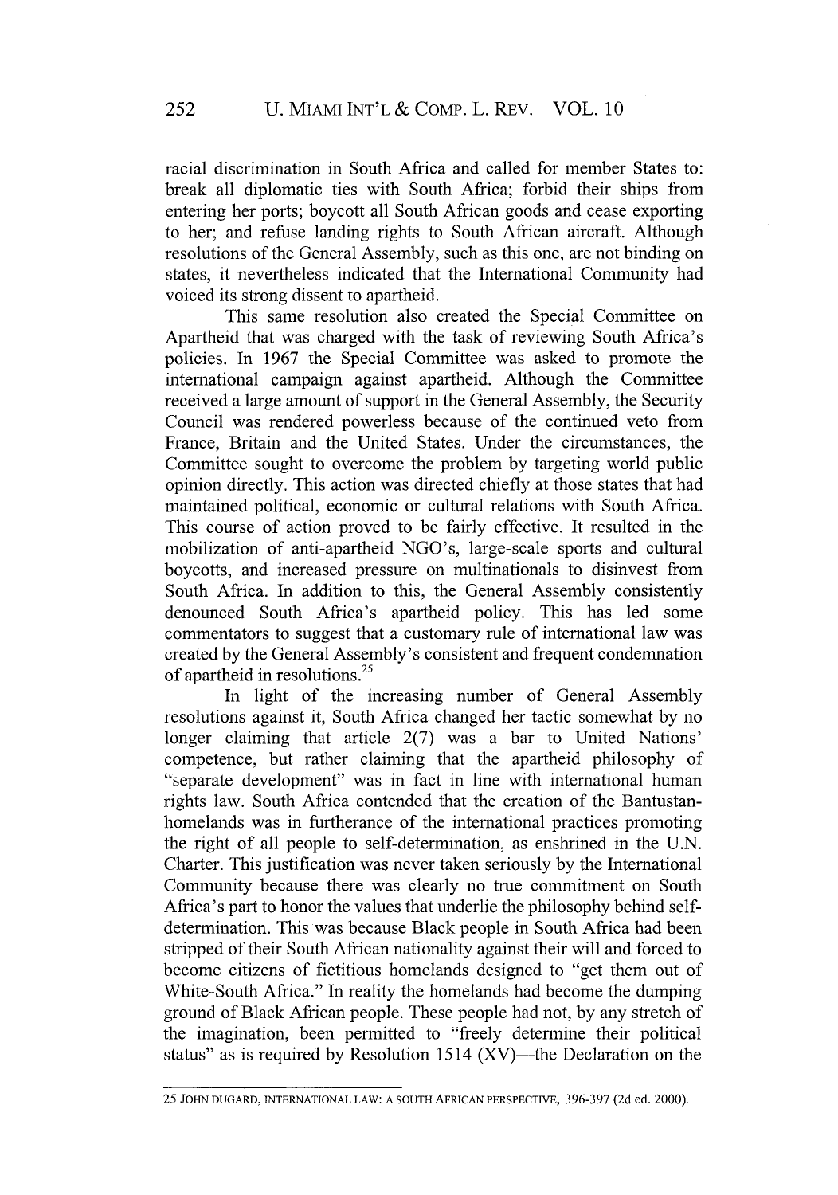racial discrimination in South Africa and called for member States to: break all diplomatic ties with South Africa; forbid their ships from entering her ports; boycott all South African goods and cease exporting to her; and refuse landing rights to South African aircraft. Although resolutions of the General Assembly, such as this one, are not binding on states, it nevertheless indicated that the International Community had voiced its strong dissent to apartheid.

This same resolution also created the Special Committee on Apartheid that was charged with the task of reviewing South Africa's policies. In 1967 the Special Committee was asked to promote the international campaign against apartheid. Although the Committee received a large amount of support in the General Assembly, the Security Council was rendered powerless because of the continued veto from France, Britain and the United States. Under the circumstances, the Committee sought to overcome the problem by targeting world public opinion directly. This action was directed chiefly at those states that had maintained political, economic or cultural relations with South Africa. This course of action proved to be fairly effective. It resulted in the mobilization of anti-apartheid NGO's, large-scale sports and cultural boycotts, and increased pressure on multinationals to disinvest from South Africa. In addition to this, the General Assembly consistently denounced South Africa's apartheid policy. This has led some commentators to suggest that a customary rule of international law was created by the General Assembly's consistent and frequent condemnation of apartheid in resolutions.[25]

In light of the increasing number of General Assembly resolutions against it, South Africa changed her tactic somewhat by no longer claiming that article 2(7) was a bar to United Nations' competence, but rather claiming that the apartheid philosophy of "separate development" was in fact in line with international human rights law. South Africa contended that the creation of the Bantustan-homelands was in furtherance of the international practices promoting the right of all people to self-determination, as enshrined in the U.N. Charter. This justification was never taken seriously by the International Community because there was clearly no true commitment on South Africa's part to honor the values that underlie the philosophy behind self-determination. This was because Black people in South Africa had been stripped of their South African nationality against their will and forced to become citizens of fictitious homelands designed to "get them out of White-South Africa." In reality the homelands had become the dumping ground of Black African people. These people had not, by any stretch of the imagination, been permitted to "freely determine their political status" as is required by Resolution 1514 (XV)—the Declaration on the

---

25 JOHN DUGARD, INTERNATIONAL LAW: A SOUTH AFRICAN PERSPECTIVE, 396-397 (2d ed. 2000).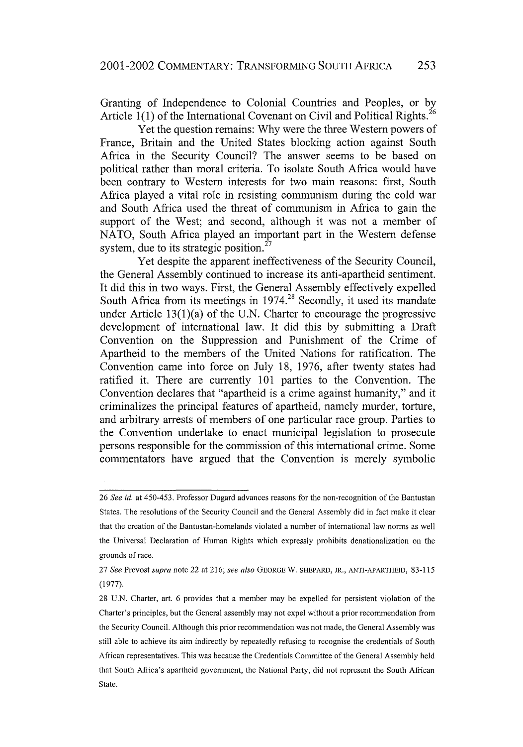Granting of Independence to Colonial Countries and Peoples, or by Article 1(1) of the International Covenant on Civil and Political Rights.[26]

Yet the question remains: Why were the three Western powers of France, Britain and the United States blocking action against South Africa in the Security Council? The answer seems to be based on political rather than moral criteria. To isolate South Africa would have been contrary to Western interests for two main reasons: first, South Africa played a vital role in resisting communism during the cold war and South Africa used the threat of communism in Africa to gain the support of the West; and second, although it was not a member of NATO, South Africa played an important part in the Western defense system, due to its strategic position.[27]

Yet despite the apparent ineffectiveness of the Security Council, the General Assembly continued to increase its anti-apartheid sentiment. It did this in two ways. First, the General Assembly effectively expelled South Africa from its meetings in 1974.[28] Secondly, it used its mandate under Article 13(1)(a) of the U.N. Charter to encourage the progressive development of international law. It did this by submitting a Draft Convention on the Suppression and Punishment of the Crime of Apartheid to the members of the United Nations for ratification. The Convention came into force on July 18, 1976, after twenty states had ratified it. There are currently 101 parties to the Convention. The Convention declares that "apartheid is a crime against humanity," and it criminalizes the principal features of apartheid, namely murder, torture, and arbitrary arrests of members of one particular race group. Parties to the Convention undertake to enact municipal legislation to prosecute persons responsible for the commission of this international crime. Some commentators have argued that the Convention is merely symbolic

---

26 *See id.* at 450-453. Professor Dugard advances reasons for the non-recognition of the Bantustan States. The resolutions of the Security Council and the General Assembly did in fact make it clear that the creation of the Bantustan-homelands violated a number of international law norms as well the Universal Declaration of Human Rights which expressly prohibits denationalization on the grounds of race.

27 *See* Prevost *supra* note 22 at 216; *see also* GEORGE W. SHEPARD, JR., ANTI-APARTHEID, 83-115 (1977).

28 U.N. Charter, art. 6 provides that a member may be expelled for persistent violation of the Charter's principles, but the General assembly may not expel without a prior recommendation from the Security Council. Although this prior recommendation was not made, the General Assembly was still able to achieve its aim indirectly by repeatedly refusing to recognise the credentials of South African representatives. This was because the Credentials Committee of the General Assembly held that South Africa's apartheid government, the National Party, did not represent the South African State.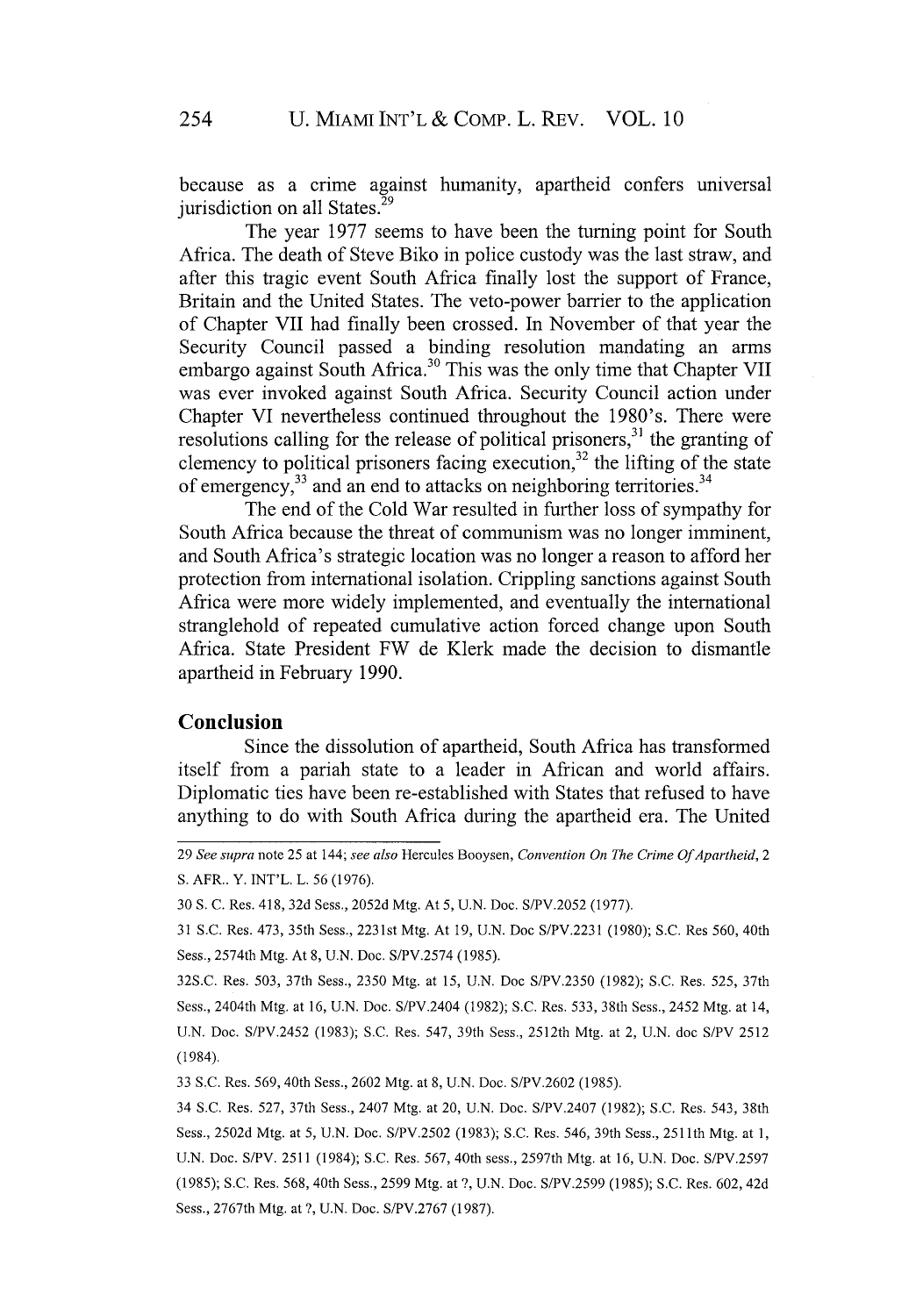because as a crime against humanity, apartheid confers universal jurisdiction on all States.[29]

The year 1977 seems to have been the turning point for South Africa. The death of Steve Biko in police custody was the last straw, and after this tragic event South Africa finally lost the support of France, Britain and the United States. The veto-power barrier to the application of Chapter VII had finally been crossed. In November of that year the Security Council passed a binding resolution mandating an arms embargo against South Africa.[30] This was the only time that Chapter VII was ever invoked against South Africa. Security Council action under Chapter VI nevertheless continued throughout the 1980's. There were resolutions calling for the release of political prisoners,[31] the granting of clemency to political prisoners facing execution,[32] the lifting of the state of emergency,[33] and an end to attacks on neighboring territories.[34]

The end of the Cold War resulted in further loss of sympathy for South Africa because the threat of communism was no longer imminent, and South Africa's strategic location was no longer a reason to afford her protection from international isolation. Crippling sanctions against South Africa were more widely implemented, and eventually the international stranglehold of repeated cumulative action forced change upon South Africa. State President FW de Klerk made the decision to dismantle apartheid in February 1990.

## Conclusion

Since the dissolution of apartheid, South Africa has transformed itself from a pariah state to a leader in African and world affairs. Diplomatic ties have been re-established with States that refused to have anything to do with South Africa during the apartheid era. The United

---

29 *See supra* note 25 at 144; *see also* Hercules Booysen, *Convention On The Crime Of Apartheid*, 2 S. AFR.. Y. INT'L. L. 56 (1976).

30 S. C. Res. 418, 32d Sess., 2052d Mtg. At 5, U.N. Doc. S/PV.2052 (1977).

31 S.C. Res. 473, 35th Sess., 2231st Mtg. At 19, U.N. Doc S/PV.2231 (1980); S.C. Res 560, 40th Sess., 2574th Mtg. At 8, U.N. Doc. S/PV.2574 (1985).

32S.C. Res. 503, 37th Sess., 2350 Mtg. at 15, U.N. Doc S/PV.2350 (1982); S.C. Res. 525, 37th Sess., 2404th Mtg. at 16, U.N. Doc. S/PV.2404 (1982); S.C. Res. 533, 38th Sess., 2452 Mtg. at 14, U.N. Doc. S/PV.2452 (1983); S.C. Res. 547, 39th Sess., 2512th Mtg. at 2, U.N. doc S/PV 2512 (1984).

33 S.C. Res. 569, 40th Sess., 2602 Mtg. at 8, U.N. Doc. S/PV.2602 (1985).

34 S.C. Res. 527, 37th Sess., 2407 Mtg. at 20, U.N. Doc. S/PV.2407 (1982); S.C. Res. 543, 38th Sess., 2502d Mtg. at 5, U.N. Doc. S/PV.2502 (1983); S.C. Res. 546, 39th Sess., 2511th Mtg. at 1, U.N. Doc. S/PV. 2511 (1984); S.C. Res. 567, 40th sess., 2597th Mtg. at 16, U.N. Doc. S/PV.2597 (1985); S.C. Res. 568, 40th Sess., 2599 Mtg. at ?, U.N. Doc. S/PV.2599 (1985); S.C. Res. 602, 42d Sess., 2767th Mtg. at ?, U.N. Doc. S/PV.2767 (1987).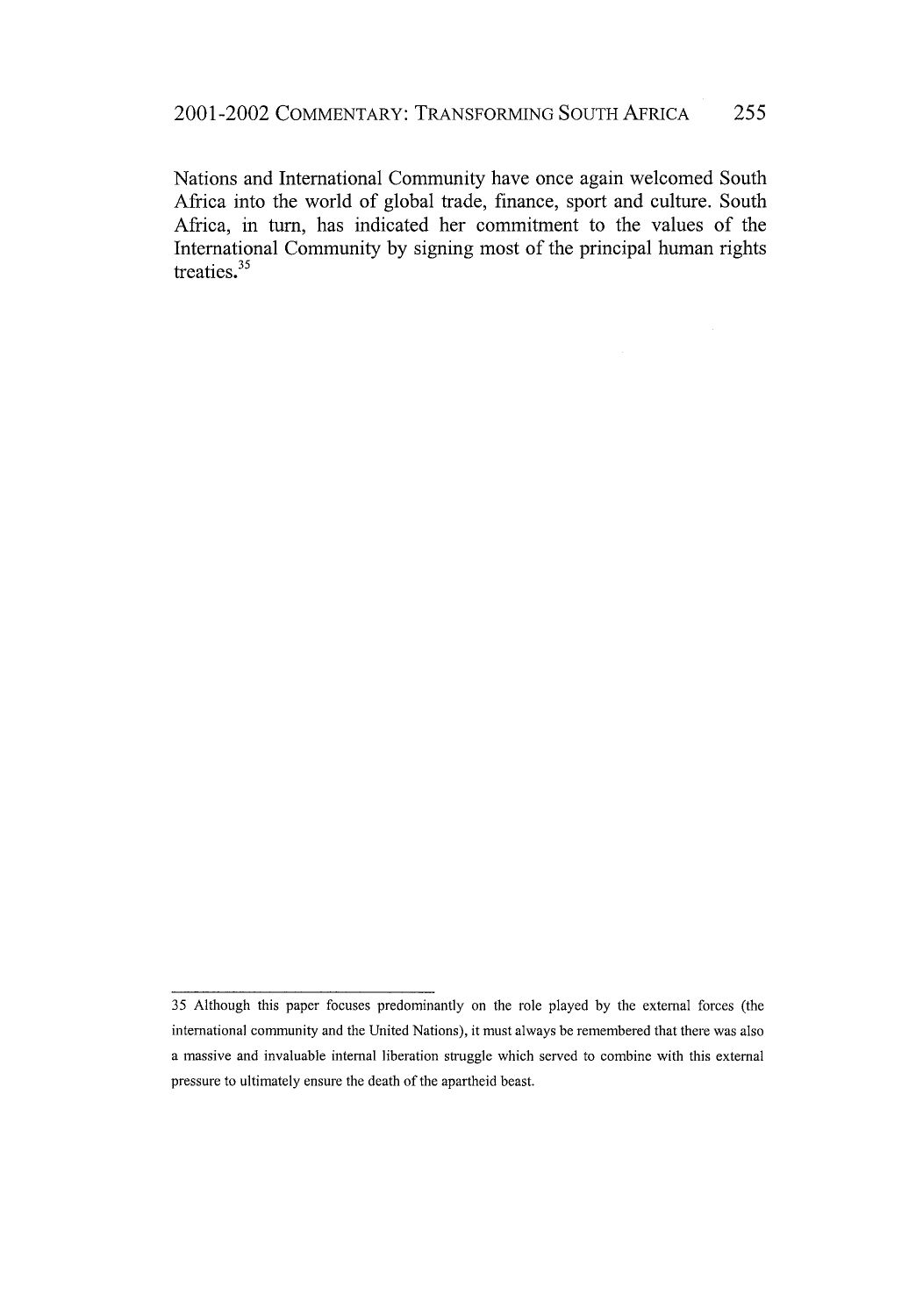Nations and International Community have once again welcomed South Africa into the world of global trade, finance, sport and culture. South Africa, in turn, has indicated her commitment to the values of the International Community by signing most of the principal human rights treaties.[35]

---

35 Although this paper focuses predominantly on the role played by the external forces (the international community and the United Nations), it must always be remembered that there was also a massive and invaluable internal liberation struggle which served to combine with this external pressure to ultimately ensure the death of the apartheid beast.